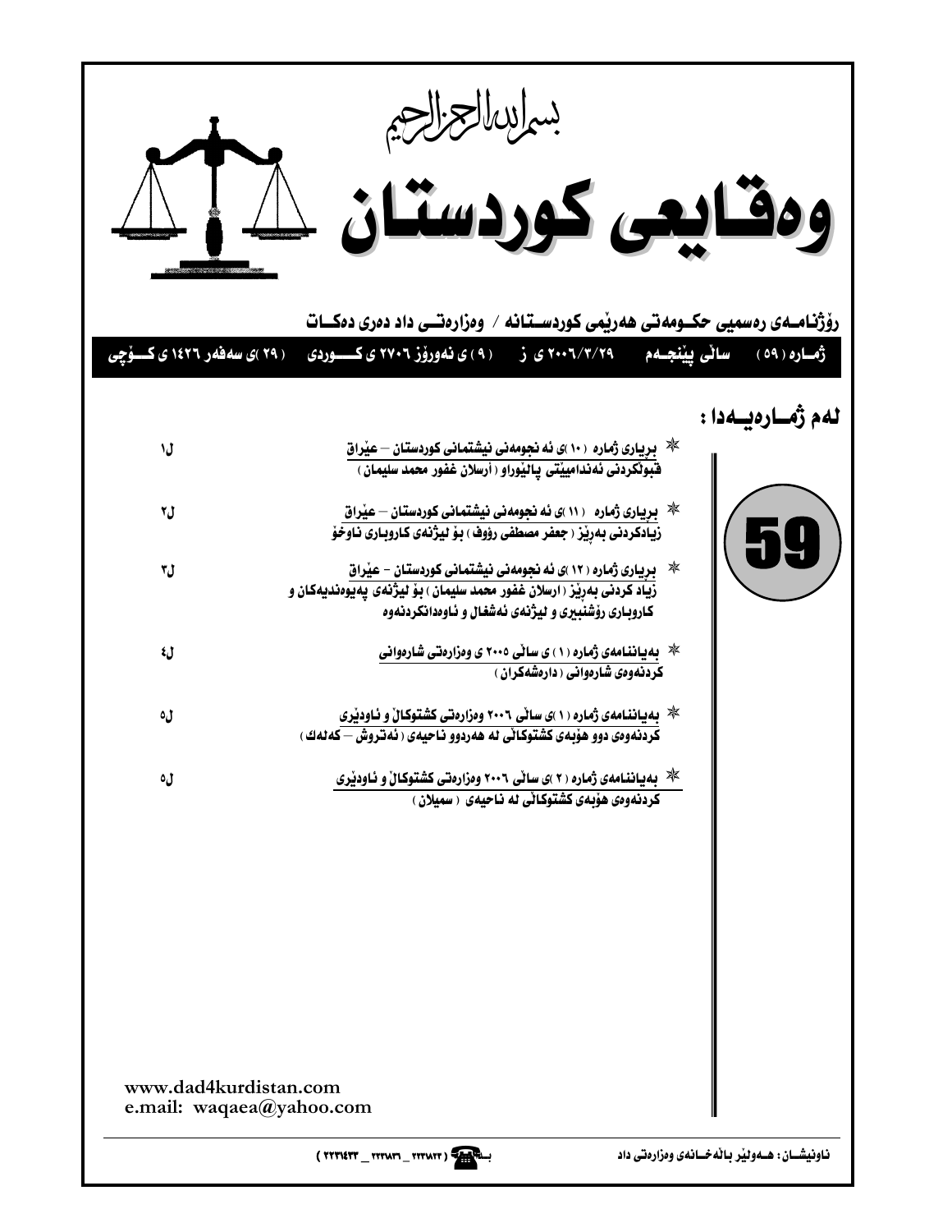بسم الله الرحمن الرحيم

# وەقایعی کوردستان

**ڕۆژنامەی ڕەسمیی حکومەتی هەرێمی کوردستانە / وەزارەتی داد دەری دەکات**

**ژمارە (٥٩) ساڵی پێنجەم ٢٠٠٦/٣/٢٩ ی ز (٩) ی نەورۆز ٢٧٠٦ ی کوردی (٢٩) ی سەفەر ١٤٢٦ ی کۆچی**

## لەم ژمارەیەدا :

59

| | |
|---|---|
| * **بڕیاری ژمارە (١٠) ی ئەنجومەنی نیشتمانی کوردستان – عێراق** قبوڵکردنی ئەندامێتی پاڵێوراو (أرسلان غفور محمد سليمان) | ل١ |
| * **بڕیاری ژمارە (١١) ی ئەنجومەنی نیشتمانی کوردستان – عێراق** زیادکردنی بەڕێز (جعفر مصطفى رؤوف) بۆ لیژنەی کاروباری ناوخۆ | ل٢ |
| * **بڕیاری ژمارە (١٢) ی ئەنجومەنی نیشتمانی کوردستان – عێراق** زیاد کردنی بەڕێز (ارسلان غفور محمد سليمان) بۆ لیژنەی پەیوەندیەکان و کاروباری ڕۆشنبیری و لیژنەی ئەشغال و ئاوەدانکردنەوە | ل٣ |
| * **بەیاننامەی ژمارە (١) ی ساڵی ٢٠٠٥ ی وەزارەتی شارەوانی** کردنەوەی شارەوانی (دارەشەکران) | ل٤ |
| * **بەیاننامەی ژمارە (١) ی ساڵی ٢٠٠٦ وەزارەتی کشتوکاڵ و ئاودێری** کردنەوەی دوو هۆبەی کشتوکاڵی لە هەردوو ناحیەی (ئەتروش – کەلەك) | ل٥ |
| * **بەیاننامەی ژمارە (٢) ی ساڵی ٢٠٠٦ وەزارەتی کشتوکاڵ و ئاودێری** کردنەوەی هۆبەی کشتوکاڵی لە ناحیەی (سمیلان) | ل٥ |

www.dad4kurdistan.com
e.mail: waqaea@yahoo.com

ناونیشان: هەولێر باڵەخانەی وەزارەتی داد

بـ ☎ (٢٢٣١٨٢٢ _ ٢٢٣١٨٣١ _ ٢٢٣١٤٣٣)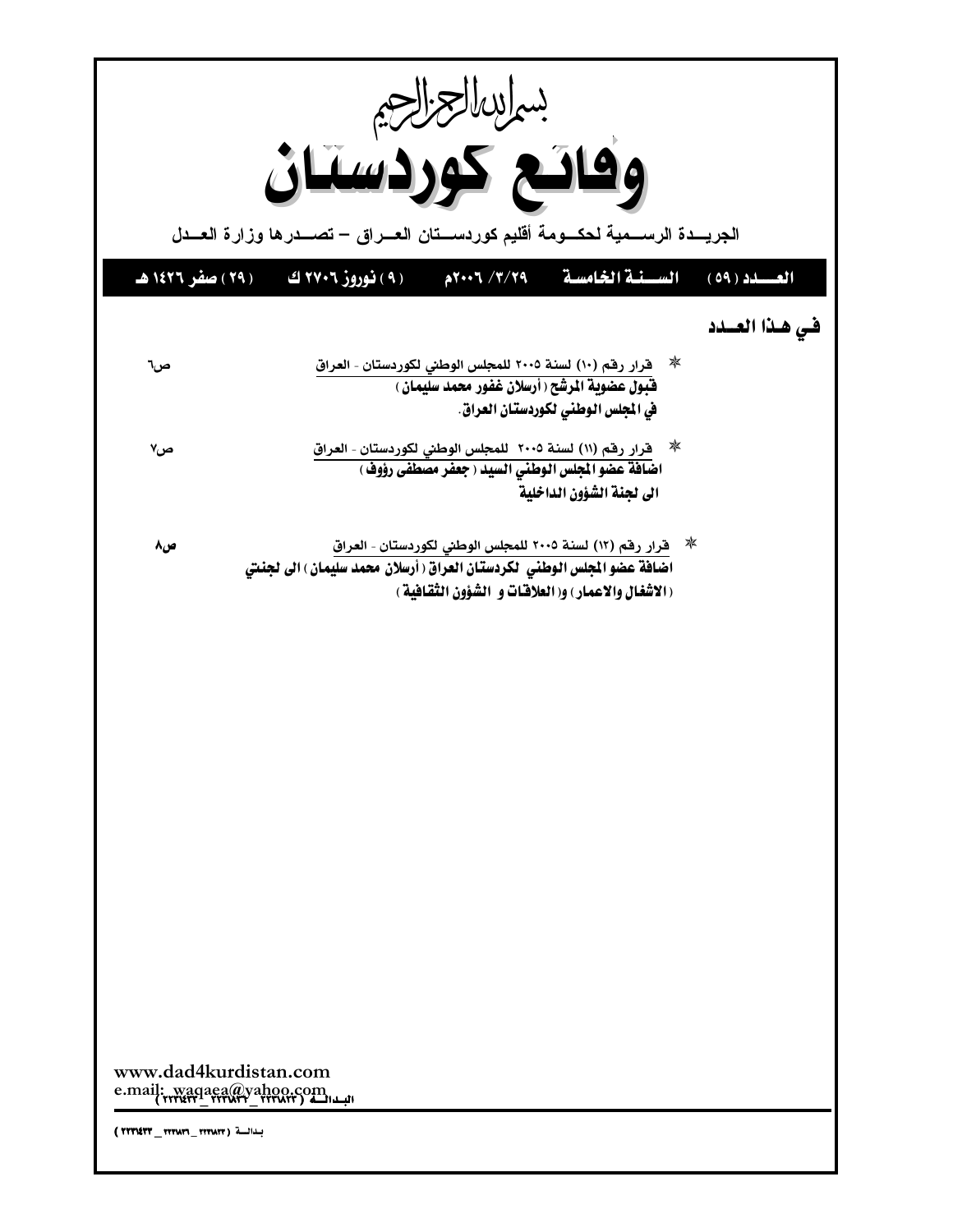بسم الله الرحمن الرحيم

# وقائع كوردستان

الجريدة الرسمية لحكومة أقليم كوردستان العراق – تصدرها وزارة العدل

**العدد (٥٩) السنة الخامسة ٢٠٠٦/٣/٢٩م (٩) نوروز ٢٧٠٦ ك (٢٩) صفر ١٤٢٦ هـ**

## في هذا العدد

* قرار رقم (١٠) لسنة ٢٠٠٥ للمجلس الوطني لكوردستان - العراق
**قبول عضوية المرشح (أرسلان غفور محمد سليمان)**
**في المجلس الوطني لكوردستان العراق.** ص٦

* قرار رقم (١١) لسنة ٢٠٠٥ للمجلس الوطني لكوردستان - العراق
**اضافة عضو المجلس الوطني السيد (جعفر مصطفى رؤوف)**
**الى لجنة الشؤون الداخلية** ص٧

* قرار رقم (١٢) لسنة ٢٠٠٥ للمجلس الوطني لكوردستان - العراق
**اضافة عضو المجلس الوطني لكردستان العراق (أرسلان محمد سليمان) الى لجنتي (الاشغال والاعمار) و(العلاقات و الشؤون الثقافية)** ص٨

www.dad4kurdistan.com
e.mail: waqaea@yahoo.com
البدالة (٢٢٢٨٤٣٢ـ٢٢٢٨٦٣٢ـ٢٢٢٨٢٣٢)

بدالة (٢٢٢٨٢٣ـ٢٢٢٨٦٣ـ٢٢٢٨٤٣٢)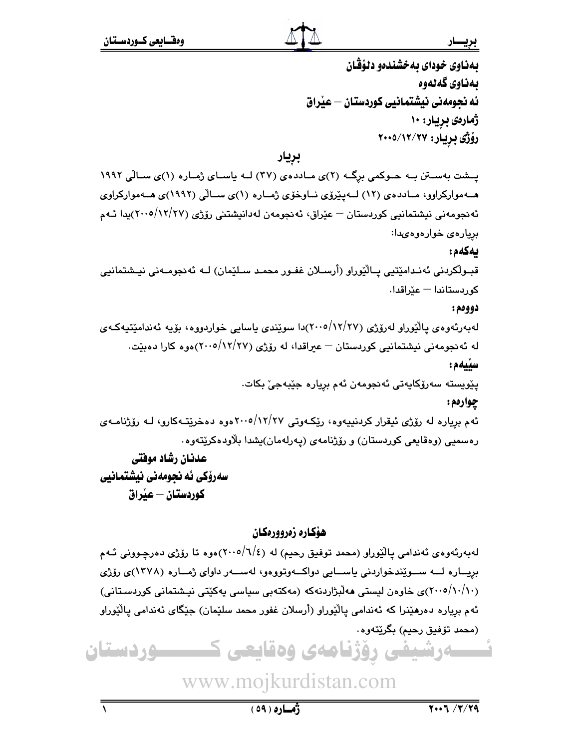بەناوی خودای بەخشندەو دلۆڤان

بەناوی گەلەوە

ئەنجومەنی نیشتمانیی کوردستان – عێراق

ژمارەی بڕیار: ١٠

ڕۆژی بڕیار: ٢٠٠٥/١٢/٢٧

## بڕیار

پـشت بەسـتن بـە حـوکمی بڕگـە (٢)ی مـاددەی (٣٧) لـە یاسـای ژمـارە (١)ی سـاڵی ١٩٩٢ هـەموارکراوو، مـاددەی (١٢) لـەپێڕۆی نـاوخۆی ژمـارە (١)ی سـاڵی (١٩٩٢)ی هـەموارکراوی ئەنجومەنی نیشتمانیی کوردستان – عێراق، ئەنجومەن لەدانیشتنی ڕۆژی (٢٠٠٥/١٢/٢٧)یدا ئـەم بڕیارەی خوارەوەیدا:

**یەکەم:**

قبـوڵکردنی ئەنـدامێتیی پـاڵێوراو (أرسـلان غفـور محمـد سـلێمان) لـە ئەنجومـەنی نیـشتمانیی کوردستاندا – عێراقدا.

**دووەم:**

لەبەرئەوەی پاڵێوراو لەرۆژی (٢٠٠٥/١٢/٢٧)دا سوێندی یاسایی خواردووە، بۆیە ئەندامێتیەکـەی لە ئەنجومەنی نیشتمانیی کوردستان – عیراقدا، لە ڕۆژی (٢٠٠٥/١٢/٢٧)ەوە کارا دەبێت.

**سێیەم:**

پێویستە سەرۆکایەتی ئەنجومەن ئەم بڕیارە جێبەجێ بکات.

**چوارەم:**

ئەم بڕیارە لە ڕۆژی ئیقرار کردنییەوە، ڕێکـەوتی ٢٠٠٥/١٢/٢٧ەوە دەخرێتـەکارو، لـە ڕۆژنامـەی ڕەسمیی (وەقایعی کوردستان) و ڕۆژنامەی (پەرلەمان)یشدا بڵاودەکرێتەوە.

**عدنان رشاد موفتی**
**سەرۆکی ئەنجومەنی نیشتمانیی**
**کوردستان – عێراق**

### هۆکارە زەرورەکان

لەبەرئەوەی ئەندامی پاڵێوراو (محمد توفیق رحیم) لە (٢٠٠٥/٦/٤)ەوە تا ڕۆژی دەرچـوونی ئـەم بڕیـارە لــە ســوێندخواردنی یاســایی دواکــەوتووەو، لەســەر داوای ژمــارە (١٣٧٨)ی ڕۆژی (٢٠٠٥/١٠/١٠)ی خاوەن لیستی هەڵبژاردنەکە (مەکتەبی سیاسی یەکێتی نیـشتمانی کوردسـتانی) ئەم بڕیارە دەرهێنرا کە ئەندامی پاڵێوراو (أرسلان غفور محمد سلێمان) جێگای ئەندامی پاڵێوراو (محمد تۆفیق رحیم) بگرێتەوە.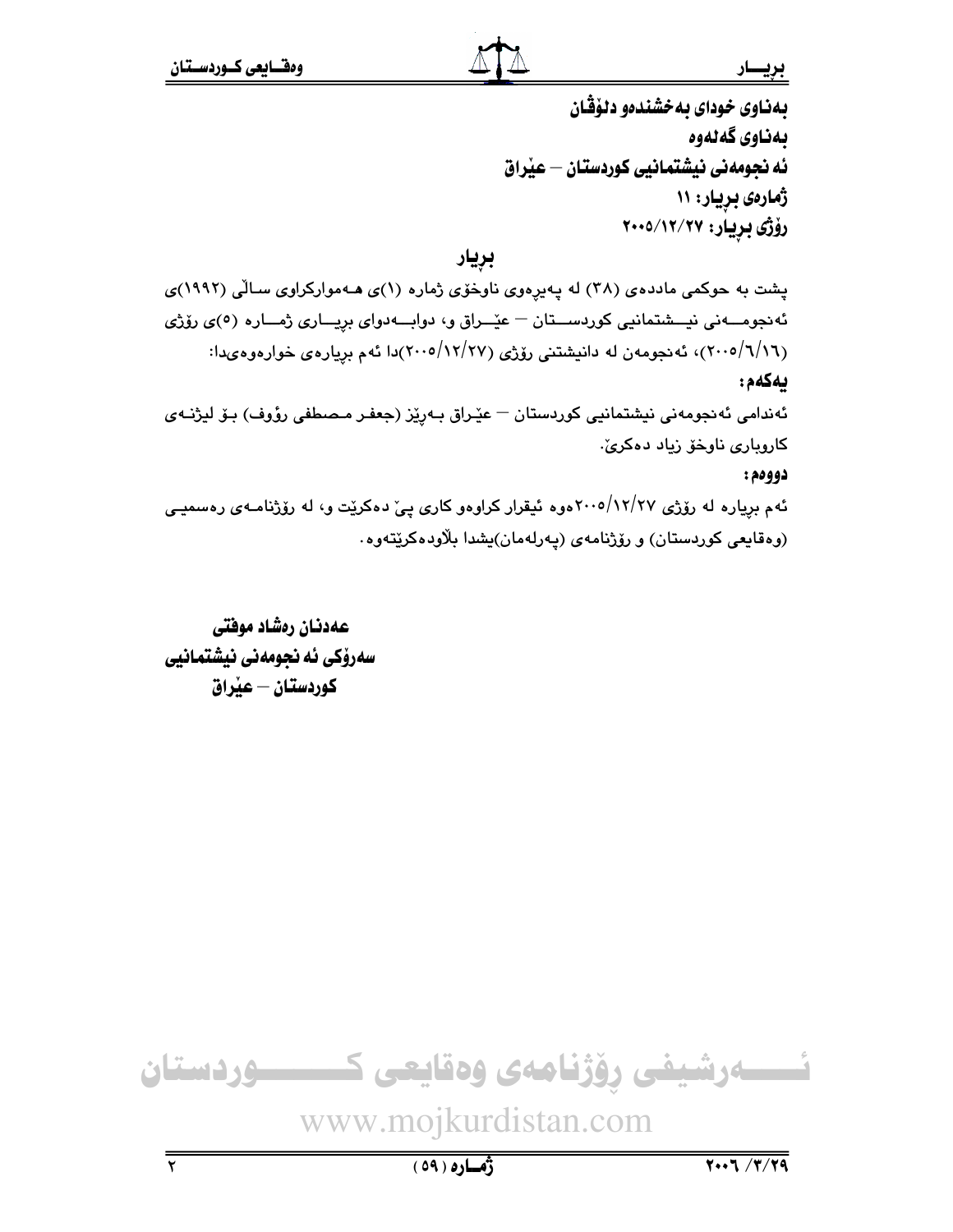بەناوی خودای بەخشندەو دلۆڤان

بەناوی گەلەوە

ئەنجومەنی نیشتمانیی کوردستان – عێراق

ژمارەی بڕیار: ١١

ڕۆژی بڕیار: ٢٠٠٥/١٢/٢٧

## بڕیار

پشت بە حوکمی ماددەی (٣٨) لە پەیڕەوی ناوخۆی ژمارە (١)ی هەموارکراوی ساڵی (١٩٩٢)ی ئەنجومەنی نیشتمانیی کوردستان – عێراق و، دوابەدوای بڕیاری ژمارە (٥)ی ڕۆژی (٢٠٠٥/٦/١٦)، ئەنجومەن لە دانیشتنی ڕۆژی (٢٠٠٥/١٢/٢٧)دا ئەم بڕیارەی خوارەوەیدا:

**یەکەم:**

ئەندامی ئەنجومەنی نیشتمانیی کوردستان – عێراق بەڕێز (جعفر مصطفی رؤوف) بۆ لیژنەی کاروباری ناوخۆ زیاد دەکرێ.

**دووەم:**

ئەم بڕیارە لە ڕۆژی ٢٠٠٥/١٢/٢٧ەوە ئیقرار کراوەو کاری پێ دەکرێت و، لە ڕۆژنامەی ڕەسمیی (وەقایعی کوردستان) و ڕۆژنامەی (پەرلەمان)یشدا بڵاودەکرێتەوە.

**عەدنان رەشاد موفتی**
**سەرۆکی ئەنجومەنی نیشتمانیی**
**کوردستان – عێراق**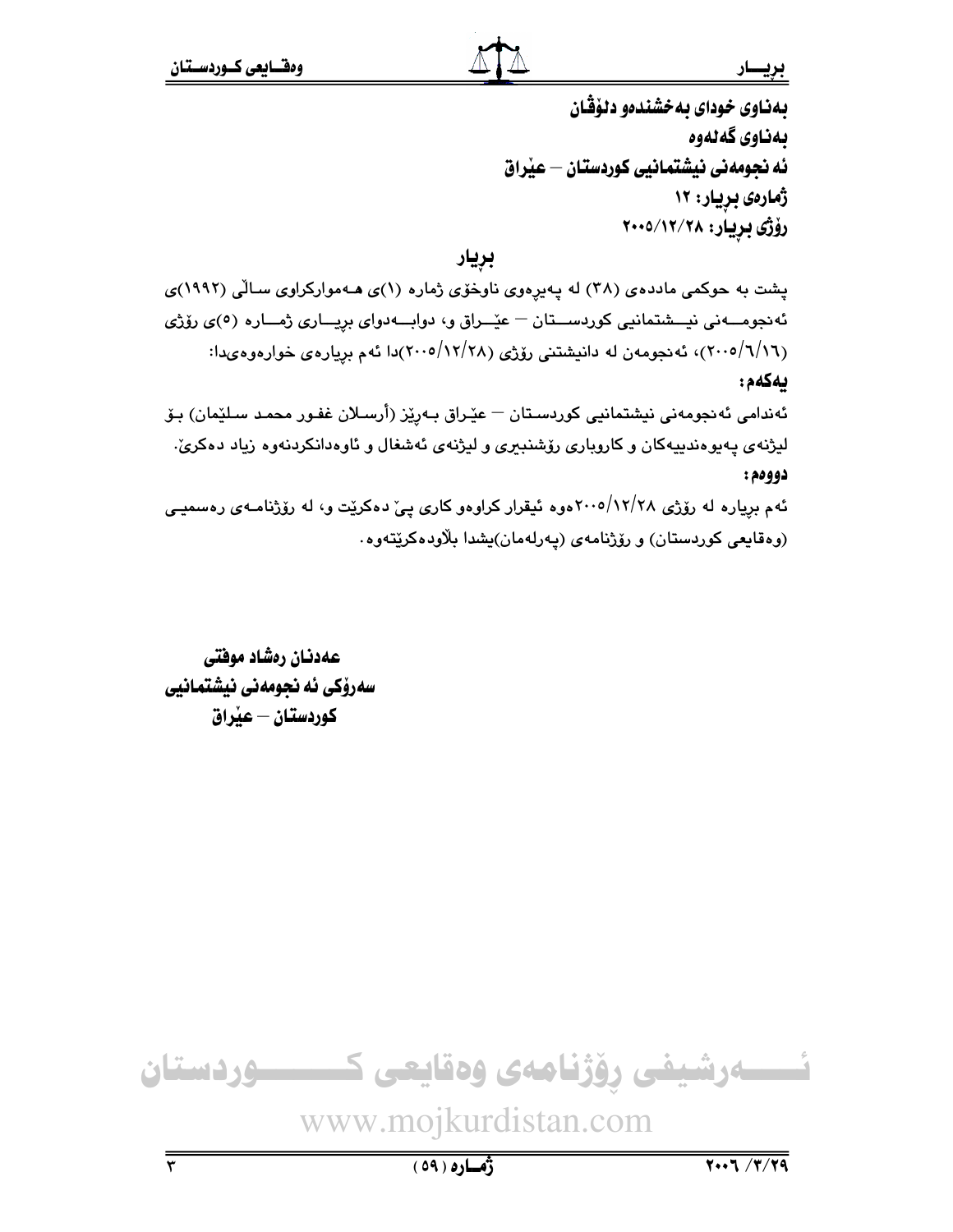بەناوی خودای بەخشندەو دلۆڤان

بەناوی گەلەوە

ئەنجومەنی نیشتمانیی کوردستان – عێراق

ژمارەی بڕیار: ١٢

ڕۆژی بڕیار: ٢٠٠٥/١٢/٢٨

## بڕیار

پشت بە حوکمی ماددەی (٣٨) لە پەیڕەوی ناوخۆی ژمارە (١)ی هەموارکراوی ساڵی (١٩٩٢)ی ئەنجومەنی نیشتمانیی کوردستان – عێراق و، دوابەدوای بڕیاری ژمارە (٥)ی ڕۆژی (٢٠٠٥/٦/١٦)، ئەنجومەن لە دانیشتنی ڕۆژی (٢٠٠٥/١٢/٢٨)دا ئەم بڕیارەی خوارەوەیدا:

**یەکەم:**

ئەندامی ئەنجومەنی نیشتمانیی کوردستان – عێراق بەڕێز (أرسلان غفور محمد سلێمان) بۆ لیژنەی پەیوەندییەکان و کاروباری ڕۆشنبیری و لیژنەی ئەشغال و ئاوەدانکردنەوە زیاد دەکرێ.

**دووەم:**

ئەم بڕیارە لە ڕۆژی ٢٠٠٥/١٢/٢٨وە ئیقرار کراوەو کاری پێ دەکرێت و، لە ڕۆژنامەی ڕەسمیی (وەقایعی کوردستان) و ڕۆژنامەی (پەرلەمان)یشدا بڵاودەکرێتەوە.

**عەدنان ڕەشاد موفتی**

**سەرۆکی ئەنجومەنی نیشتمانیی**

**کوردستان – عێراق**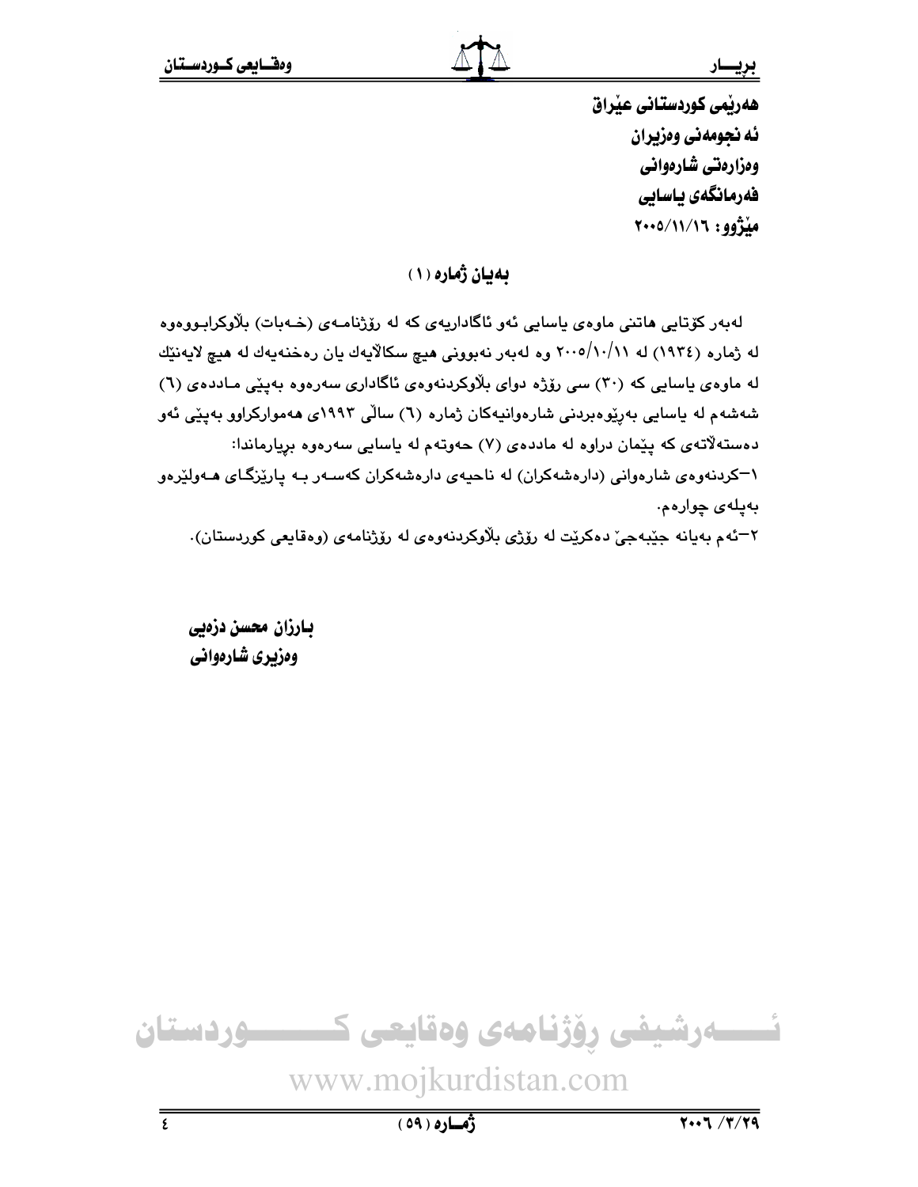هەرێمی کوردستانی عێراق
ئەنجومەنی وەزیران
وەزارەتی شارەوانی
فەرمانگەی یاسایی
مێژوو: ٢٠٠٥/١١/١٦

## بەیان ژمارە (١)

لەبەر کۆتایی هاتنی ماوەی یاسایی ئەو ئاگادارییەی کە لە ڕۆژنامەی (خەبات) بڵاوکرابووەوە لە ژمارە (١٩٣٤) لە ٢٠٠٥/١٠/١١ وە لەبەر نەبوونی هیچ سکاڵایەك یان ڕەخنەیەك لە هیچ لایەنێك لە ماوەی یاسایی کە (٣٠) سی ڕۆژە دوای بڵاوکردنەوەی ئاگاداری سەرەوە بەپێی ماددەی (٦) شەشەم لە یاسایی بەڕێوەبردنی شارەوانیەکان ژمارە (٦) ساڵی ١٩٩٣ی هەموارکراوو بەپێی ئەو دەستەڵاتەی کە پێمان دراوە لە ماددەی (٧) حەوتەم لە یاسایی سەرەوە بڕیارماندا:

١-کردنەوەی شارەوانی (دارەشەکران) لە ناحیەی دارەشەکران کەسەر بە پارێزگای هەولێرەو بەپلەی چوارەم.

٢-ئەم بەیانە جێبەجێ دەکرێت لە ڕۆژی بڵاوکردنەوەی لە ڕۆژنامەی (وەقایعی کوردستان).

**بارزان محسن دزەیی**
**وەزیری شارەوانی**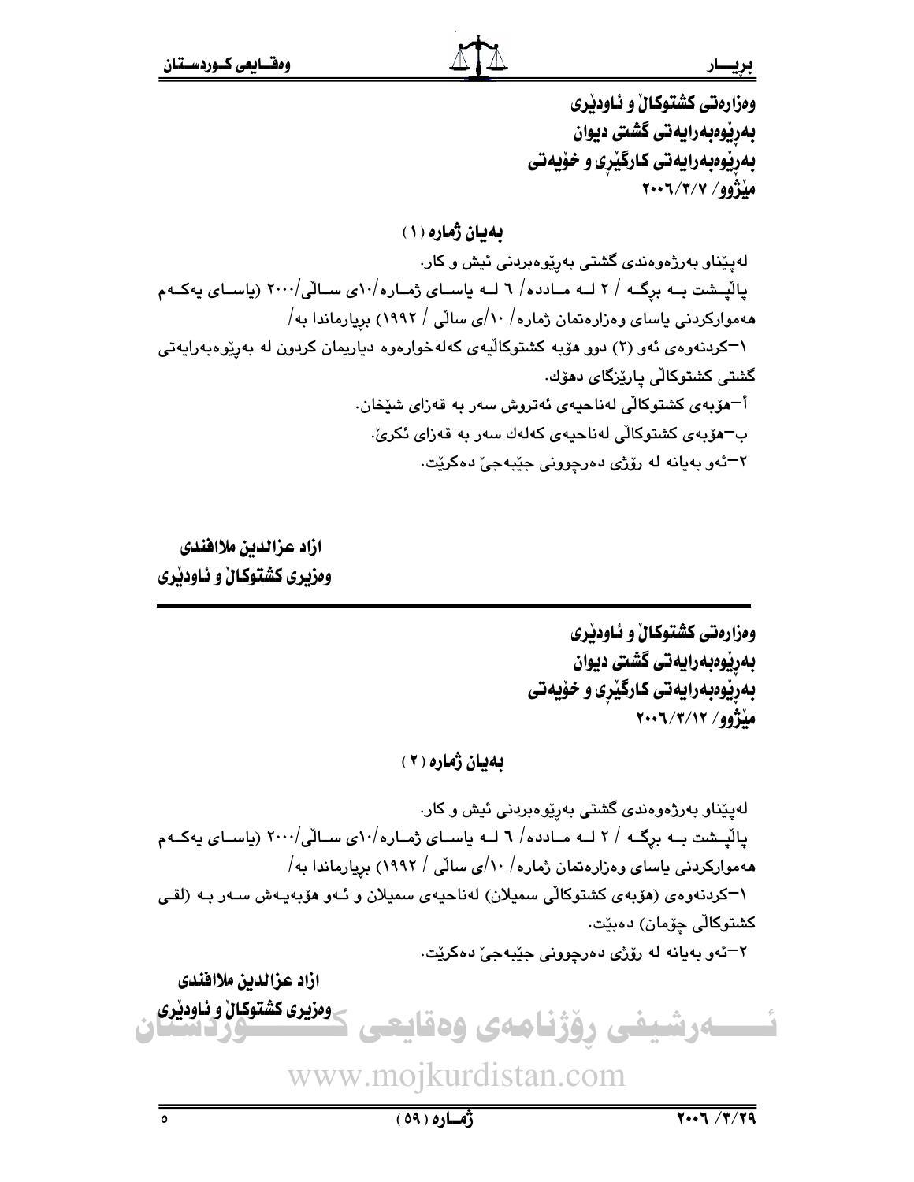وەزارەتی کشتوکاڵ و ئاودێری
بەڕێوەبەرایەتی گشتی دیوان
بەڕێوەبەرایەتی کارگێڕی و خۆیەتی
مێژوو/ ٢٠٠٦/٣/٧

## بەیان ژمارە (١)

لەپێناو بەرژەوەندی گشتی بەڕێوەبردنی ئیش و کار.
پاڵپشت بە برگە / ٢ لە مادده/ ٦ لە یاسای ژمارە/١٠ی ساڵی/٢٠٠٠ (یاسای یەکەم هەموارکردنی یاسای وەزارەتمان ژمارە/ ١٠/ی ساڵی / ١٩٩٢) بڕیارماندا بە/

١-کردنەوەی ئەو (٢) دوو هۆبە کشتوکاڵیەی کەلەخوارەوە دیاریمان کردون لە بەڕێوەبەرایەتی گشتی کشتوکاڵی پارێزگای دهۆک.

أ-هۆبەی کشتوکاڵی لەناحیەی ئەتروش سەر بە قەزای شێخان.

ب-هۆبەی کشتوکاڵی لەناحیەی کەلەك سەر بە قەزای ئکرێ.

٢-ئەو بەیانە لە رۆژی دەرچوونی جێبەجێ دەکرێت.

**ازاد عزالدین ملاافندی**
**وەزیری کشتوکاڵ و ئاودێری**

---

وەزارەتی کشتوکاڵ و ئاودێری
بەڕێوەبەرایەتی گشتی دیوان
بەڕێوەبەرایەتی کارگێڕی و خۆیەتی
مێژوو/ ٢٠٠٦/٣/١٢

## بەیان ژمارە (٢)

لەپێناو بەرژەوەندی گشتی بەڕێوەبردنی ئیش و کار.
پاڵپشت بە برگە / ٢ لە مادده/ ٦ لە یاسای ژمارە/١٠ی ساڵی/٢٠٠٠ (یاسای یەکەم هەموارکردنی یاسای وەزارەتمان ژمارە/ ١٠/ی ساڵی / ١٩٩٢) بڕیارماندا بە/

١-کردنەوەی (هۆبەی کشتوکاڵی سمیلان) لەناحیەی سمیلان و ئەو هۆبەیەش سەر بە (لقی کشتوکاڵی چۆمان) دەبێت.

٢-ئەو بەیانە لە رۆژی دەرچوونی جێبەجێ دەکرێت.

**ازاد عزالدین ملاافندی**
**وەزیری کشتوکاڵ و ئاودێری**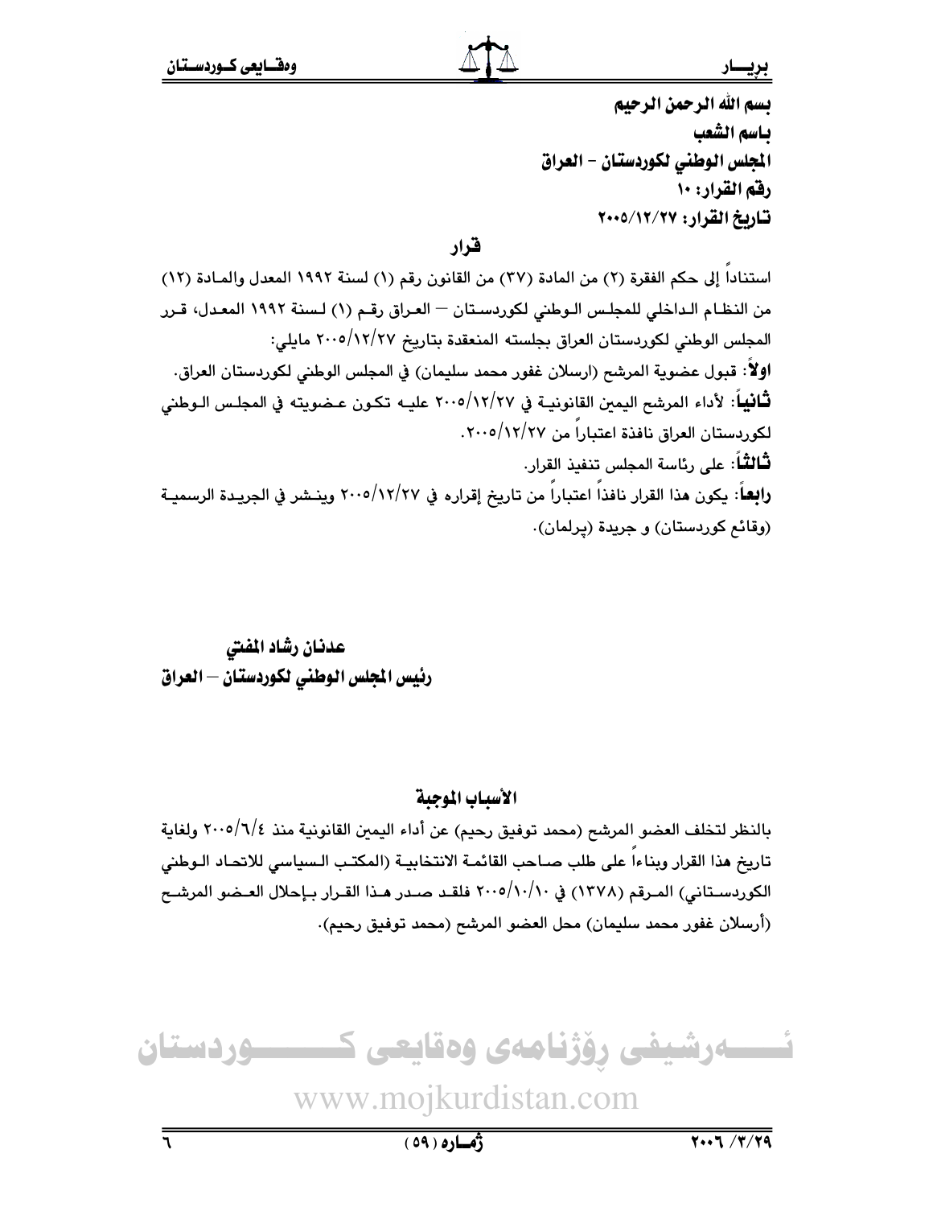**بسم الله الرحمن الرحيم**

**باسم الشعب**

**المجلس الوطني لكوردستان - العراق**

**رقم القرار: ١٠**

**تاريخ القرار: ٢٠٠٥/١٢/٢٧**

## قرار

استناداً إلى حكم الفقرة (٢) من المادة (٣٧) من القانون رقم (١) لسنة ١٩٩٢ المعدل والمادة (١٢) من النظام الداخلي للمجلس الوطني لكوردستان – العراق رقم (١) لسنة ١٩٩٢ المعدل، قرر المجلس الوطني لكوردستان العراق بجلسته المنعقدة بتاريخ ٢٠٠٥/١٢/٢٧ مايلي:

**اولاً**: قبول عضوية المرشح (ارسلان غفور محمد سليمان) في المجلس الوطني لكوردستان العراق.

**ثانياً**: لأداء المرشح اليمين القانونية في ٢٠٠٥/١٢/٢٧ عليه تكون عضويته في المجلس الوطني لكوردستان العراق نافذة اعتباراً من ٢٠٠٥/١٢/٢٧.

**ثالثاً**: على رئاسة المجلس تنفيذ القرار.

**رابعاً**: يكون هذا القرار نافذاً اعتباراً من تاريخ إقراره في ٢٠٠٥/١٢/٢٧ وينشر في الجريدة الرسمية (وقائع كوردستان) و جريدة (پرلمان).

**عدنان رشاد المفتي**

**رئيس المجلس الوطني لكوردستان – العراق**

## الأسباب الموجبة

بالنظر لتخلف العضو المرشح (محمد توفيق رحيم) عن أداء اليمين القانونية منذ ٢٠٠٥/٦/٤ ولغاية تاريخ هذا القرار وبناءاً على طلب صاحب القائمة الانتخابية (المكتب السياسي للاتحاد الوطني الكوردستاني) المرقم (١٣٧٨) في ٢٠٠٥/١٠/١٠ فلقد صدر هذا القرار بإحلال العضو المرشح (أرسلان غفور محمد سليمان) محل العضو المرشح (محمد توفيق رحيم).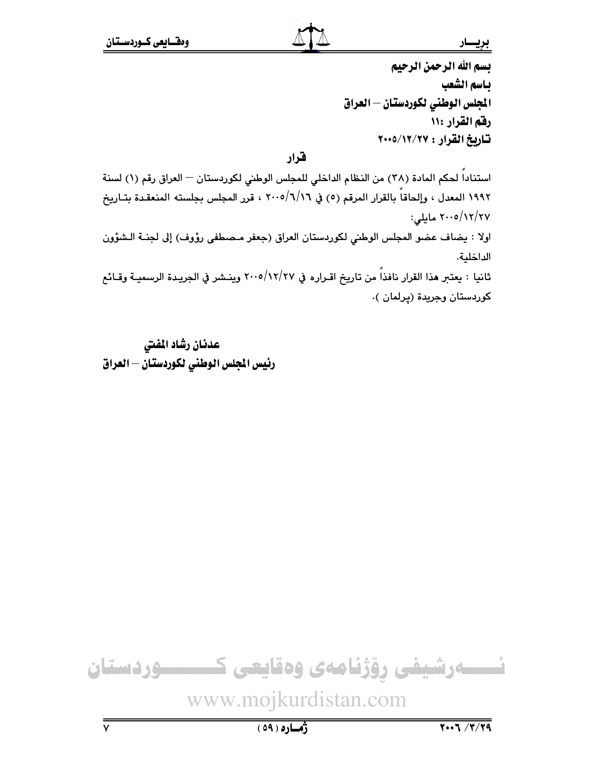بسم الله الرحمن الرحيم

باسم الشعب

المجلس الوطني لكوردستان – العراق

رقم القرار :١١

تاريخ القرار : ٢٠٠٥/١٢/٢٧

## قرار

استناداً لحكم المادة (٣٨) من النظام الداخلي للمجلس الوطني لكوردستان – العراق رقم (١) لسنة ١٩٩٢ المعدل ، وإلحاقاً بالقرار المرقم (٥) في ٢٠٠٥/٦/١٦ ، قرر المجلس بجلسته المنعقدة بتاريخ ٢٠٠٥/١٢/٢٧ مايلي:

اولا : يضاف عضو المجلس الوطني لكوردستان العراق (جعفر مصطفى رؤوف) إلى لجنة الشؤون الداخلية.

ثانيا : يعتبر هذا القرار نافذاً من تاريخ اقراره في ٢٠٠٥/١٢/٢٧ وينشر في الجريدة الرسمية وقائع كوردستان وجريدة (پرلمان ).

**عدنان رشاد المفتي**

**رئيس المجلس الوطني لكوردستان – العراق**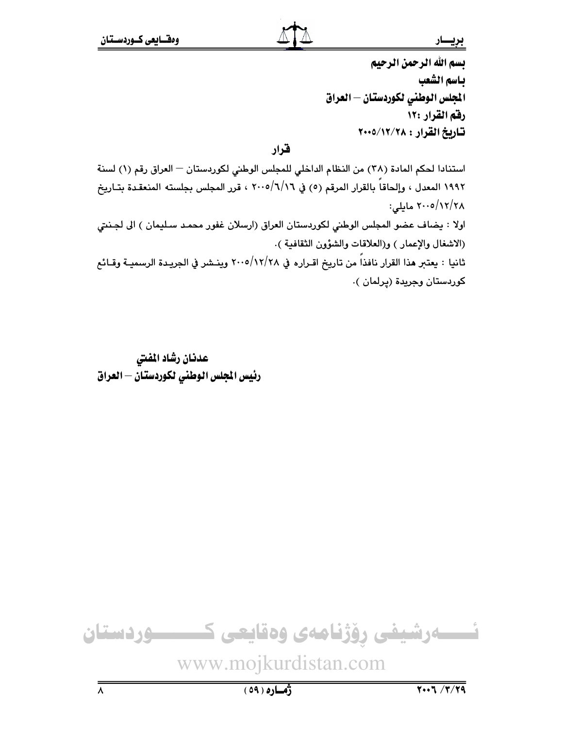**بسم الله الرحمن الرحيم**

**باسم الشعب**

**المجلس الوطني لكوردستان – العراق**

**رقم القرار :١٢**

**تاريخ القرار : ٢٠٠٥/١٢/٢٨**

## قرار

استنادا لحكم المادة (٣٨) من النظام الداخلي للمجلس الوطني لكوردستان – العراق رقم (١) لسنة ١٩٩٢ المعدل ، وإلحاقاً بالقرار المرقم (٥) في ٢٠٠٥/٦/١٦ ، قرر المجلس بجلسته المنعقدة بتاريخ ٢٠٠٥/١٢/٢٨ مايلي:

اولا : يضاف عضو المجلس الوطني لكوردستان العراق (ارسلان غفور محمد سليمان ) الى لجنتي (الاشغال والإعمار ) و(العلاقات والشؤون الثقافية ).

ثانيا : يعتبر هذا القرار نافذاً من تاريخ اقراره في ٢٠٠٥/١٢/٢٨ وينشر في الجريدة الرسمية وقائع كوردستان وجريدة (پرلمان ).

**عدنان رشاد المفتي**

**رئيس المجلس الوطني لكوردستان – العراق**